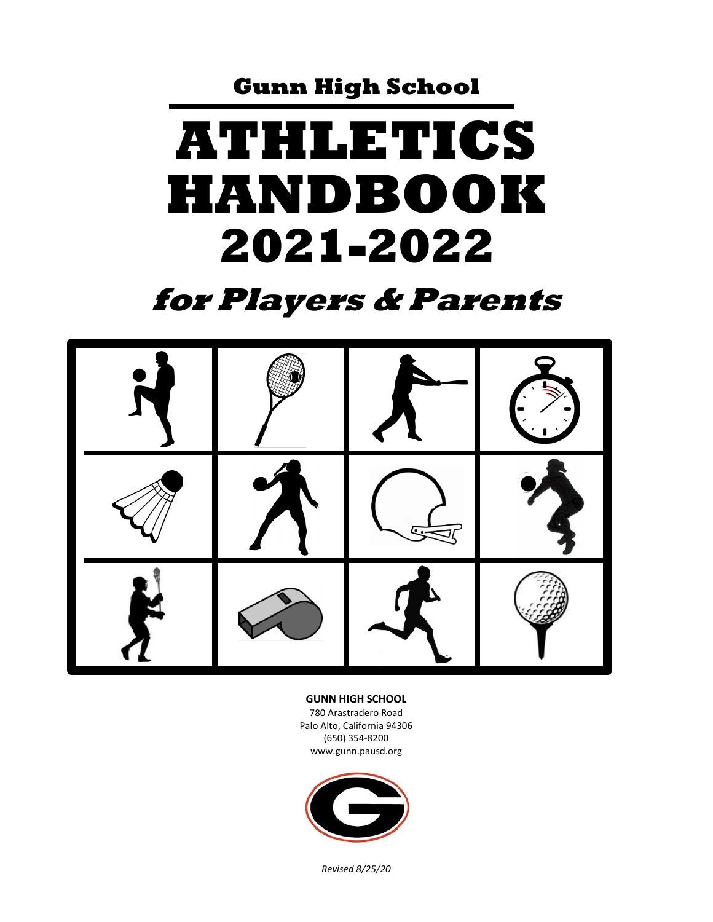# Gunn High School

# ATHLETICS HANDBOOK 2021-2022

## *for Players & Parents*

**GUNN HIGH SCHOOL**

780 Arastradero Road
Palo Alto, California 94306
(650) 354-8200
www.gunn.pausd.org

*Revised 8/25/20*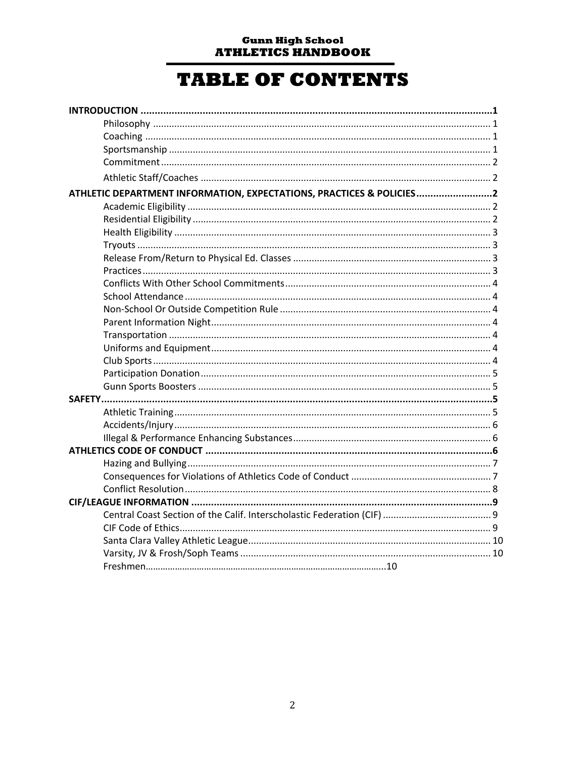**Gunn High School**
**ATHLETICS HANDBOOK**

# TABLE OF CONTENTS

**INTRODUCTION** .......... **1**
- Philosophy .......... 1
- Coaching .......... 1
- Sportsmanship .......... 1
- Commitment .......... 2
- Athletic Staff/Coaches .......... 2

**ATHLETIC DEPARTMENT INFORMATION, EXPECTATIONS, PRACTICES & POLICIES** .......... **2**
- Academic Eligibility .......... 2
- Residential Eligibility .......... 2
- Health Eligibility .......... 3
- Tryouts .......... 3
- Release From/Return to Physical Ed. Classes .......... 3
- Practices .......... 3
- Conflicts With Other School Commitments .......... 4
- School Attendance .......... 4
- Non-School Or Outside Competition Rule .......... 4
- Parent Information Night .......... 4
- Transportation .......... 4
- Uniforms and Equipment .......... 4
- Club Sports .......... 4
- Participation Donation .......... 5
- Gunn Sports Boosters .......... 5

**SAFETY** .......... **5**
- Athletic Training .......... 5
- Accidents/Injury .......... 6
- Illegal & Performance Enhancing Substances .......... 6

**ATHLETICS CODE OF CONDUCT** .......... **6**
- Hazing and Bullying .......... 7
- Consequences for Violations of Athletics Code of Conduct .......... 7
- Conflict Resolution .......... 8

**CIF/LEAGUE INFORMATION** .......... **9**
- Central Coast Section of the Calif. Interscholastic Federation (CIF) .......... 9
- CIF Code of Ethics .......... 9
- Santa Clara Valley Athletic League .......... 10
- Varsity, JV & Frosh/Soph Teams .......... 10
- Freshmen .......... 10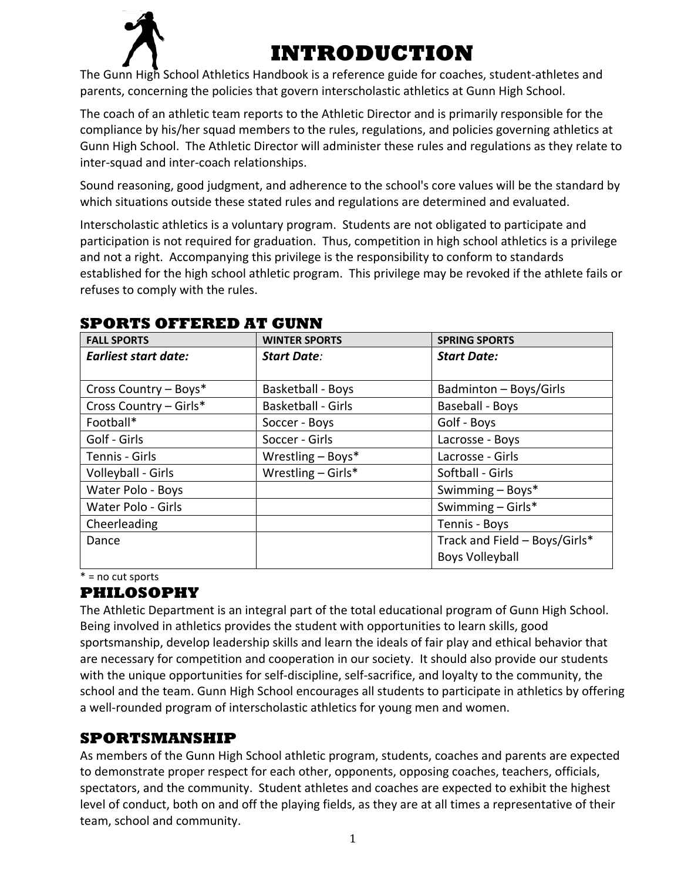# INTRODUCTION

The Gunn High School Athletics Handbook is a reference guide for coaches, student-athletes and parents, concerning the policies that govern interscholastic athletics at Gunn High School.

The coach of an athletic team reports to the Athletic Director and is primarily responsible for the compliance by his/her squad members to the rules, regulations, and policies governing athletics at Gunn High School. The Athletic Director will administer these rules and regulations as they relate to inter-squad and inter-coach relationships.

Sound reasoning, good judgment, and adherence to the school's core values will be the standard by which situations outside these stated rules and regulations are determined and evaluated.

Interscholastic athletics is a voluntary program. Students are not obligated to participate and participation is not required for graduation. Thus, competition in high school athletics is a privilege and not a right. Accompanying this privilege is the responsibility to conform to standards established for the high school athletic program. This privilege may be revoked if the athlete fails or refuses to comply with the rules.

## SPORTS OFFERED AT GUNN

| FALL SPORTS | WINTER SPORTS | SPRING SPORTS |
|---|---|---|
| ***Earliest start date:*** | ***Start Date:*** | ***Start Date:*** |
| Cross Country – Boys* | Basketball - Boys | Badminton – Boys/Girls |
| Cross Country – Girls* | Basketball - Girls | Baseball - Boys |
| Football* | Soccer - Boys | Golf - Boys |
| Golf - Girls | Soccer - Girls | Lacrosse - Boys |
| Tennis - Girls | Wrestling – Boys* | Lacrosse - Girls |
| Volleyball - Girls | Wrestling – Girls* | Softball - Girls |
| Water Polo - Boys | | Swimming – Boys* |
| Water Polo - Girls | | Swimming – Girls* |
| Cheerleading | | Tennis - Boys |
| Dance | | Track and Field – Boys/Girls* Boys Volleyball |

* = no cut sports

## PHILOSOPHY

The Athletic Department is an integral part of the total educational program of Gunn High School. Being involved in athletics provides the student with opportunities to learn skills, good sportsmanship, develop leadership skills and learn the ideals of fair play and ethical behavior that are necessary for competition and cooperation in our society. It should also provide our students with the unique opportunities for self-discipline, self-sacrifice, and loyalty to the community, the school and the team. Gunn High School encourages all students to participate in athletics by offering a well-rounded program of interscholastic athletics for young men and women.

## SPORTSMANSHIP

As members of the Gunn High School athletic program, students, coaches and parents are expected to demonstrate proper respect for each other, opponents, opposing coaches, teachers, officials, spectators, and the community. Student athletes and coaches are expected to exhibit the highest level of conduct, both on and off the playing fields, as they are at all times a representative of their team, school and community.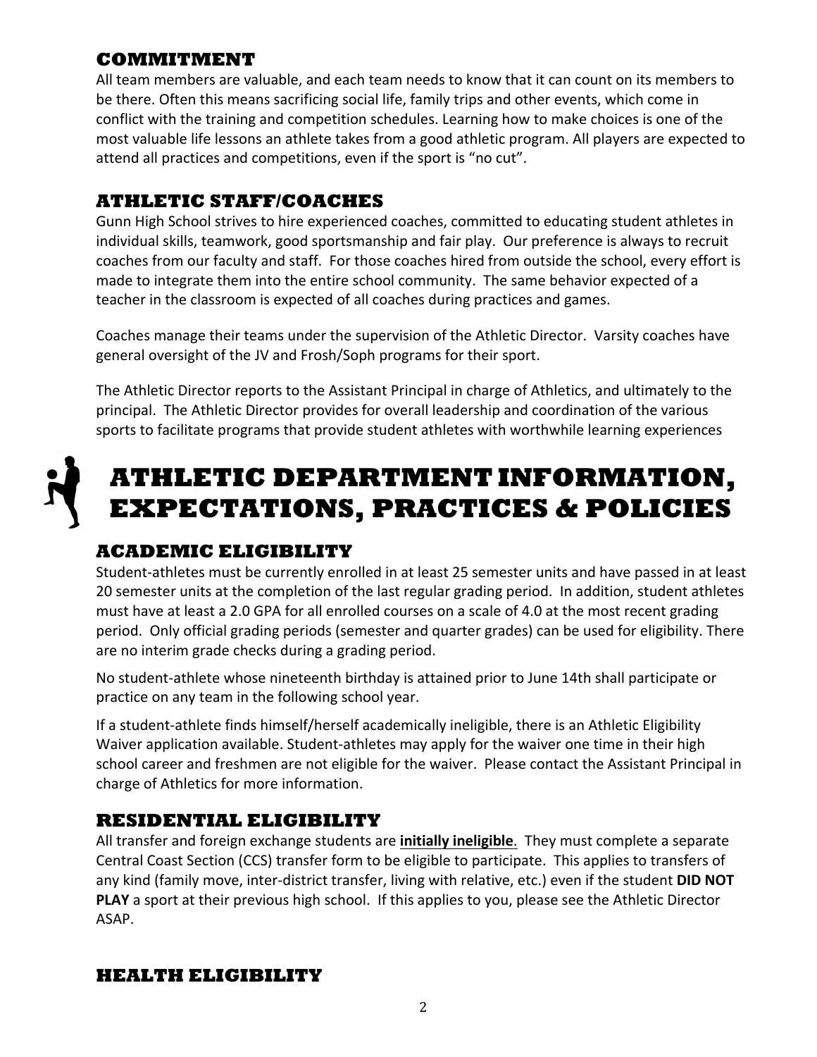### COMMITMENT

All team members are valuable, and each team needs to know that it can count on its members to be there. Often this means sacrificing social life, family trips and other events, which come in conflict with the training and competition schedules. Learning how to make choices is one of the most valuable life lessons an athlete takes from a good athletic program. All players are expected to attend all practices and competitions, even if the sport is "no cut".

### ATHLETIC STAFF/COACHES

Gunn High School strives to hire experienced coaches, committed to educating student athletes in individual skills, teamwork, good sportsmanship and fair play. Our preference is always to recruit coaches from our faculty and staff. For those coaches hired from outside the school, every effort is made to integrate them into the entire school community. The same behavior expected of a teacher in the classroom is expected of all coaches during practices and games.

Coaches manage their teams under the supervision of the Athletic Director. Varsity coaches have general oversight of the JV and Frosh/Soph programs for their sport.

The Athletic Director reports to the Assistant Principal in charge of Athletics, and ultimately to the principal. The Athletic Director provides for overall leadership and coordination of the various sports to facilitate programs that provide student athletes with worthwhile learning experiences

## ATHLETIC DEPARTMENT INFORMATION, EXPECTATIONS, PRACTICES & POLICIES

### ACADEMIC ELIGIBILITY

Student-athletes must be currently enrolled in at least 25 semester units and have passed in at least 20 semester units at the completion of the last regular grading period. In addition, student athletes must have at least a 2.0 GPA for all enrolled courses on a scale of 4.0 at the most recent grading period. Only official grading periods (semester and quarter grades) can be used for eligibility. There are no interim grade checks during a grading period.

No student-athlete whose nineteenth birthday is attained prior to June 14th shall participate or practice on any team in the following school year.

If a student-athlete finds himself/herself academically ineligible, there is an Athletic Eligibility Waiver application available. Student-athletes may apply for the waiver one time in their high school career and freshmen are not eligible for the waiver. Please contact the Assistant Principal in charge of Athletics for more information.

### RESIDENTIAL ELIGIBILITY

All transfer and foreign exchange students are **initially ineligible**. They must complete a separate Central Coast Section (CCS) transfer form to be eligible to participate. This applies to transfers of any kind (family move, inter-district transfer, living with relative, etc.) even if the student **DID NOT PLAY** a sport at their previous high school. If this applies to you, please see the Athletic Director ASAP.

### HEALTH ELIGIBILITY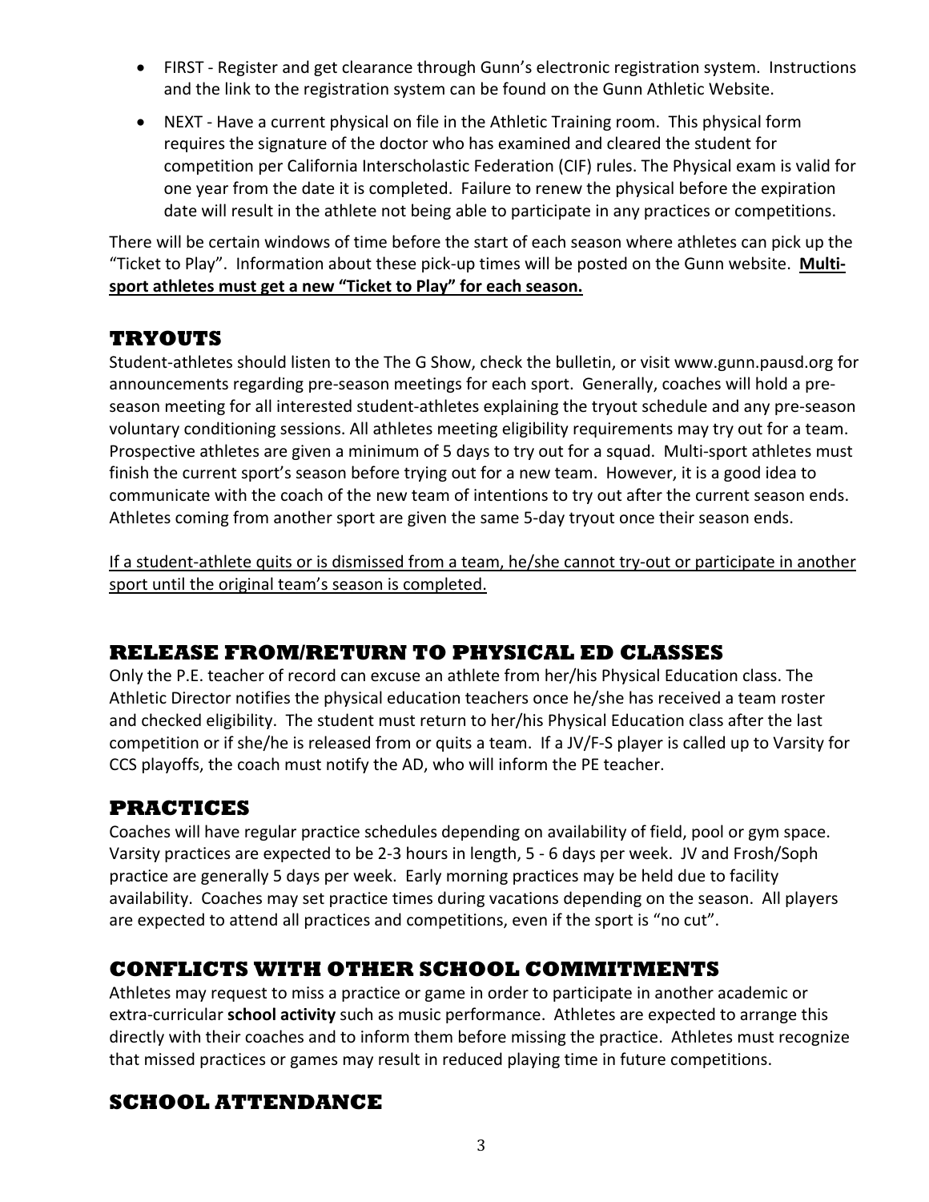- FIRST - Register and get clearance through Gunn's electronic registration system. Instructions and the link to the registration system can be found on the Gunn Athletic Website.
- NEXT - Have a current physical on file in the Athletic Training room. This physical form requires the signature of the doctor who has examined and cleared the student for competition per California Interscholastic Federation (CIF) rules. The Physical exam is valid for one year from the date it is completed. Failure to renew the physical before the expiration date will result in the athlete not being able to participate in any practices or competitions.

There will be certain windows of time before the start of each season where athletes can pick up the "Ticket to Play". Information about these pick-up times will be posted on the Gunn website. **Multi-sport athletes must get a new "Ticket to Play" for each season.**

## TRYOUTS

Student-athletes should listen to the The G Show, check the bulletin, or visit www.gunn.pausd.org for announcements regarding pre-season meetings for each sport. Generally, coaches will hold a pre-season meeting for all interested student-athletes explaining the tryout schedule and any pre-season voluntary conditioning sessions. All athletes meeting eligibility requirements may try out for a team. Prospective athletes are given a minimum of 5 days to try out for a squad. Multi-sport athletes must finish the current sport's season before trying out for a new team. However, it is a good idea to communicate with the coach of the new team of intentions to try out after the current season ends. Athletes coming from another sport are given the same 5-day tryout once their season ends.

If a student-athlete quits or is dismissed from a team, he/she cannot try-out or participate in another sport until the original team's season is completed.

## RELEASE FROM/RETURN TO PHYSICAL ED CLASSES

Only the P.E. teacher of record can excuse an athlete from her/his Physical Education class. The Athletic Director notifies the physical education teachers once he/she has received a team roster and checked eligibility. The student must return to her/his Physical Education class after the last competition or if she/he is released from or quits a team. If a JV/F-S player is called up to Varsity for CCS playoffs, the coach must notify the AD, who will inform the PE teacher.

## PRACTICES

Coaches will have regular practice schedules depending on availability of field, pool or gym space. Varsity practices are expected to be 2-3 hours in length, 5 - 6 days per week. JV and Frosh/Soph practice are generally 5 days per week. Early morning practices may be held due to facility availability. Coaches may set practice times during vacations depending on the season. All players are expected to attend all practices and competitions, even if the sport is "no cut".

## CONFLICTS WITH OTHER SCHOOL COMMITMENTS

Athletes may request to miss a practice or game in order to participate in another academic or extra-curricular **school activity** such as music performance. Athletes are expected to arrange this directly with their coaches and to inform them before missing the practice. Athletes must recognize that missed practices or games may result in reduced playing time in future competitions.

## SCHOOL ATTENDANCE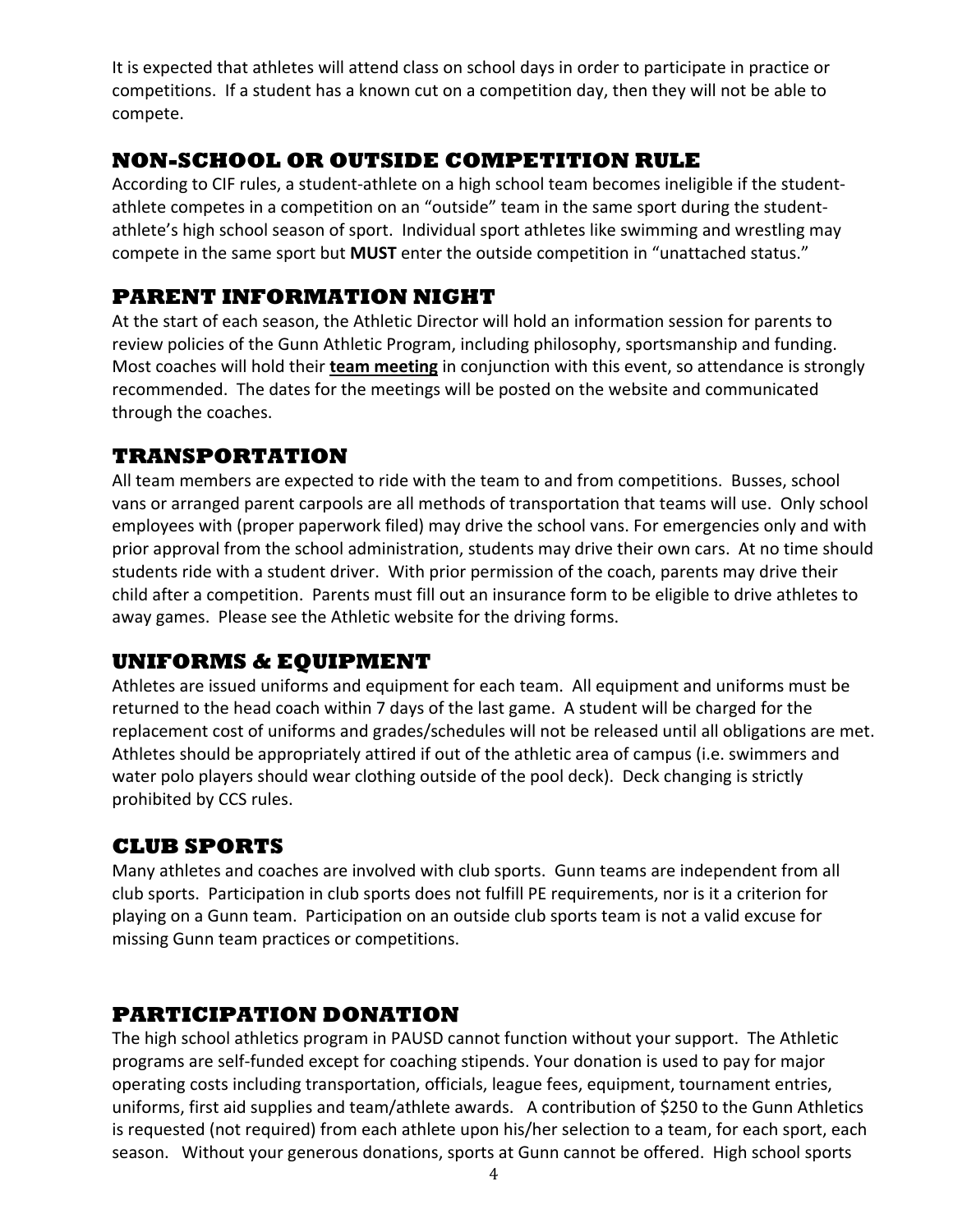It is expected that athletes will attend class on school days in order to participate in practice or competitions. If a student has a known cut on a competition day, then they will not be able to compete.

## NON-SCHOOL OR OUTSIDE COMPETITION RULE

According to CIF rules, a student-athlete on a high school team becomes ineligible if the student-athlete competes in a competition on an "outside" team in the same sport during the student-athlete's high school season of sport. Individual sport athletes like swimming and wrestling may compete in the same sport but **MUST** enter the outside competition in "unattached status."

## PARENT INFORMATION NIGHT

At the start of each season, the Athletic Director will hold an information session for parents to review policies of the Gunn Athletic Program, including philosophy, sportsmanship and funding. Most coaches will hold their **team meeting** in conjunction with this event, so attendance is strongly recommended. The dates for the meetings will be posted on the website and communicated through the coaches.

## TRANSPORTATION

All team members are expected to ride with the team to and from competitions. Busses, school vans or arranged parent carpools are all methods of transportation that teams will use. Only school employees with (proper paperwork filed) may drive the school vans. For emergencies only and with prior approval from the school administration, students may drive their own cars. At no time should students ride with a student driver. With prior permission of the coach, parents may drive their child after a competition. Parents must fill out an insurance form to be eligible to drive athletes to away games. Please see the Athletic website for the driving forms.

## UNIFORMS & EQUIPMENT

Athletes are issued uniforms and equipment for each team. All equipment and uniforms must be returned to the head coach within 7 days of the last game. A student will be charged for the replacement cost of uniforms and grades/schedules will not be released until all obligations are met. Athletes should be appropriately attired if out of the athletic area of campus (i.e. swimmers and water polo players should wear clothing outside of the pool deck). Deck changing is strictly prohibited by CCS rules.

## CLUB SPORTS

Many athletes and coaches are involved with club sports. Gunn teams are independent from all club sports. Participation in club sports does not fulfill PE requirements, nor is it a criterion for playing on a Gunn team. Participation on an outside club sports team is not a valid excuse for missing Gunn team practices or competitions.

## PARTICIPATION DONATION

The high school athletics program in PAUSD cannot function without your support. The Athletic programs are self-funded except for coaching stipends. Your donation is used to pay for major operating costs including transportation, officials, league fees, equipment, tournament entries, uniforms, first aid supplies and team/athlete awards. A contribution of $250 to the Gunn Athletics is requested (not required) from each athlete upon his/her selection to a team, for each sport, each season. Without your generous donations, sports at Gunn cannot be offered. High school sports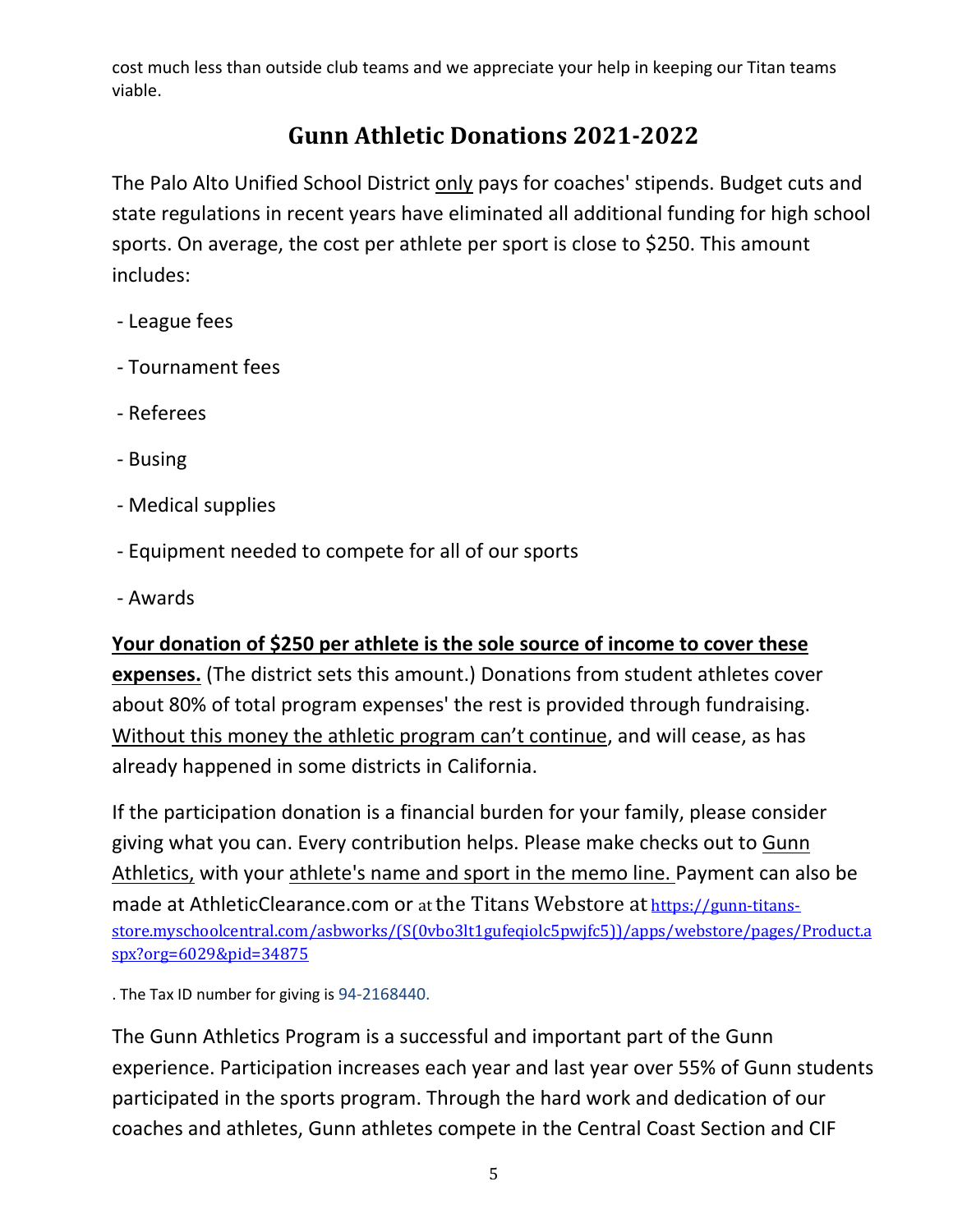cost much less than outside club teams and we appreciate your help in keeping our Titan teams viable.

## Gunn Athletic Donations 2021-2022

The Palo Alto Unified School District only pays for coaches' stipends. Budget cuts and state regulations in recent years have eliminated all additional funding for high school sports. On average, the cost per athlete per sport is close to $250. This amount includes:

- League fees
- Tournament fees
- Referees
- Busing
- Medical supplies
- Equipment needed to compete for all of our sports
- Awards

**Your donation of $250 per athlete is the sole source of income to cover these expenses.** (The district sets this amount.) Donations from student athletes cover about 80% of total program expenses' the rest is provided through fundraising. Without this money the athletic program can't continue, and will cease, as has already happened in some districts in California.

If the participation donation is a financial burden for your family, please consider giving what you can. Every contribution helps. Please make checks out to Gunn Athletics, with your athlete's name and sport in the memo line. Payment can also be made at AthleticClearance.com or at the Titans Webstore at https://gunn-titans-store.myschoolcentral.com/asbworks/(S(0vbo3lt1gufeqiolc5pwjfc5))/apps/webstore/pages/Product.aspx?org=6029&pid=34875

. The Tax ID number for giving is 94-2168440.

The Gunn Athletics Program is a successful and important part of the Gunn experience. Participation increases each year and last year over 55% of Gunn students participated in the sports program. Through the hard work and dedication of our coaches and athletes, Gunn athletes compete in the Central Coast Section and CIF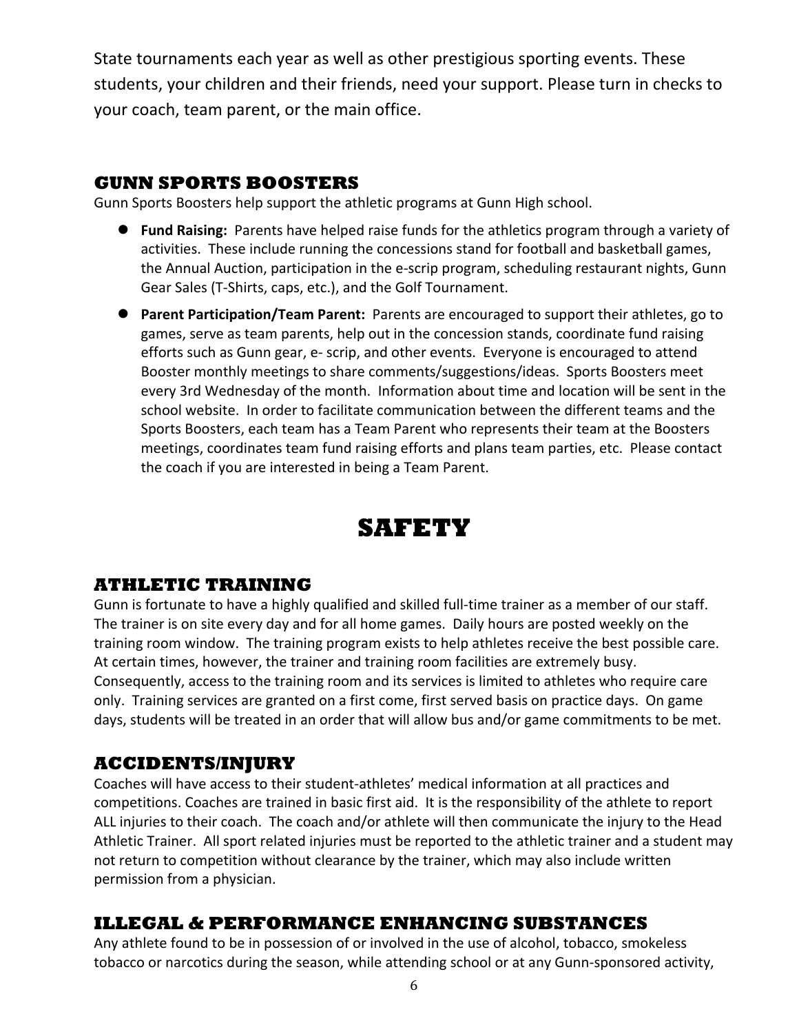State tournaments each year as well as other prestigious sporting events. These students, your children and their friends, need your support. Please turn in checks to your coach, team parent, or the main office.

### GUNN SPORTS BOOSTERS

Gunn Sports Boosters help support the athletic programs at Gunn High school.

- **Fund Raising:** Parents have helped raise funds for the athletics program through a variety of activities. These include running the concessions stand for football and basketball games, the Annual Auction, participation in the e-scrip program, scheduling restaurant nights, Gunn Gear Sales (T-Shirts, caps, etc.), and the Golf Tournament.
- **Parent Participation/Team Parent:** Parents are encouraged to support their athletes, go to games, serve as team parents, help out in the concession stands, coordinate fund raising efforts such as Gunn gear, e- scrip, and other events. Everyone is encouraged to attend Booster monthly meetings to share comments/suggestions/ideas. Sports Boosters meet every 3rd Wednesday of the month. Information about time and location will be sent in the school website. In order to facilitate communication between the different teams and the Sports Boosters, each team has a Team Parent who represents their team at the Boosters meetings, coordinates team fund raising efforts and plans team parties, etc. Please contact the coach if you are interested in being a Team Parent.

## SAFETY

### ATHLETIC TRAINING

Gunn is fortunate to have a highly qualified and skilled full-time trainer as a member of our staff. The trainer is on site every day and for all home games. Daily hours are posted weekly on the training room window. The training program exists to help athletes receive the best possible care. At certain times, however, the trainer and training room facilities are extremely busy. Consequently, access to the training room and its services is limited to athletes who require care only. Training services are granted on a first come, first served basis on practice days. On game days, students will be treated in an order that will allow bus and/or game commitments to be met.

### ACCIDENTS/INJURY

Coaches will have access to their student-athletes' medical information at all practices and competitions. Coaches are trained in basic first aid. It is the responsibility of the athlete to report ALL injuries to their coach. The coach and/or athlete will then communicate the injury to the Head Athletic Trainer. All sport related injuries must be reported to the athletic trainer and a student may not return to competition without clearance by the trainer, which may also include written permission from a physician.

### ILLEGAL & PERFORMANCE ENHANCING SUBSTANCES

Any athlete found to be in possession of or involved in the use of alcohol, tobacco, smokeless tobacco or narcotics during the season, while attending school or at any Gunn-sponsored activity,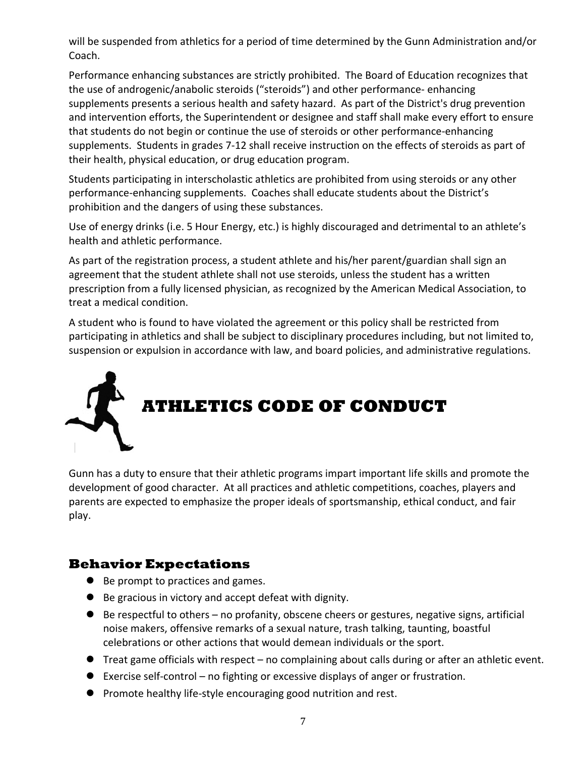will be suspended from athletics for a period of time determined by the Gunn Administration and/or Coach.

Performance enhancing substances are strictly prohibited. The Board of Education recognizes that the use of androgenic/anabolic steroids ("steroids") and other performance- enhancing supplements presents a serious health and safety hazard. As part of the District's drug prevention and intervention efforts, the Superintendent or designee and staff shall make every effort to ensure that students do not begin or continue the use of steroids or other performance-enhancing supplements. Students in grades 7-12 shall receive instruction on the effects of steroids as part of their health, physical education, or drug education program.

Students participating in interscholastic athletics are prohibited from using steroids or any other performance-enhancing supplements. Coaches shall educate students about the District's prohibition and the dangers of using these substances.

Use of energy drinks (i.e. 5 Hour Energy, etc.) is highly discouraged and detrimental to an athlete's health and athletic performance.

As part of the registration process, a student athlete and his/her parent/guardian shall sign an agreement that the student athlete shall not use steroids, unless the student has a written prescription from a fully licensed physician, as recognized by the American Medical Association, to treat a medical condition.

A student who is found to have violated the agreement or this policy shall be restricted from participating in athletics and shall be subject to disciplinary procedures including, but not limited to, suspension or expulsion in accordance with law, and board policies, and administrative regulations.

# ATHLETICS CODE OF CONDUCT

Gunn has a duty to ensure that their athletic programs impart important life skills and promote the development of good character. At all practices and athletic competitions, coaches, players and parents are expected to emphasize the proper ideals of sportsmanship, ethical conduct, and fair play.

## Behavior Expectations

- Be prompt to practices and games.
- Be gracious in victory and accept defeat with dignity.
- Be respectful to others – no profanity, obscene cheers or gestures, negative signs, artificial noise makers, offensive remarks of a sexual nature, trash talking, taunting, boastful celebrations or other actions that would demean individuals or the sport.
- Treat game officials with respect – no complaining about calls during or after an athletic event.
- Exercise self-control – no fighting or excessive displays of anger or frustration.
- Promote healthy life-style encouraging good nutrition and rest.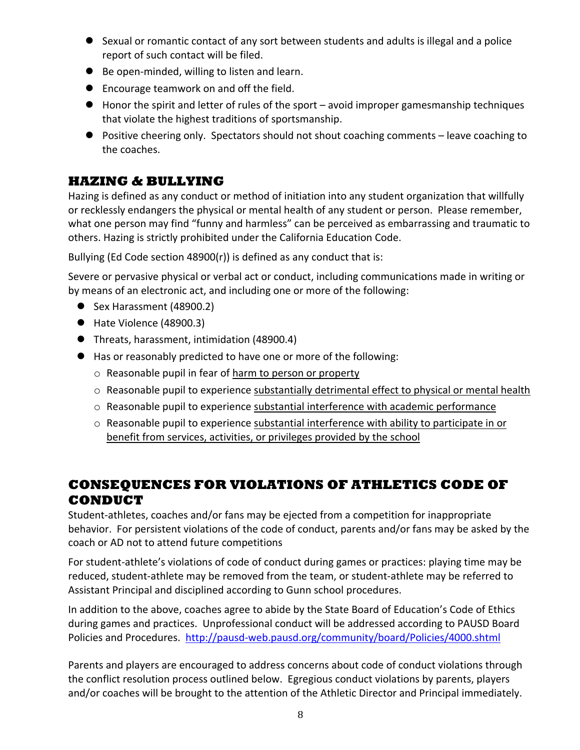- Sexual or romantic contact of any sort between students and adults is illegal and a police report of such contact will be filed.
- Be open-minded, willing to listen and learn.
- Encourage teamwork on and off the field.
- Honor the spirit and letter of rules of the sport – avoid improper gamesmanship techniques that violate the highest traditions of sportsmanship.
- Positive cheering only. Spectators should not shout coaching comments – leave coaching to the coaches.

## HAZING & BULLYING

Hazing is defined as any conduct or method of initiation into any student organization that willfully or recklessly endangers the physical or mental health of any student or person. Please remember, what one person may find "funny and harmless" can be perceived as embarrassing and traumatic to others. Hazing is strictly prohibited under the California Education Code.

Bullying (Ed Code section 48900(r)) is defined as any conduct that is:

Severe or pervasive physical or verbal act or conduct, including communications made in writing or by means of an electronic act, and including one or more of the following:

- Sex Harassment (48900.2)
- Hate Violence (48900.3)
- Threats, harassment, intimidation (48900.4)
- Has or reasonably predicted to have one or more of the following:
    - Reasonable pupil in fear of <u>harm to person or property</u>
    - Reasonable pupil to experience <u>substantially detrimental effect to physical or mental health</u>
    - Reasonable pupil to experience <u>substantial interference with academic performance</u>
    - Reasonable pupil to experience <u>substantial interference with ability to participate in or benefit from services, activities, or privileges provided by the school</u>

## CONSEQUENCES FOR VIOLATIONS OF ATHLETICS CODE OF CONDUCT

Student-athletes, coaches and/or fans may be ejected from a competition for inappropriate behavior. For persistent violations of the code of conduct, parents and/or fans may be asked by the coach or AD not to attend future competitions

For student-athlete's violations of code of conduct during games or practices: playing time may be reduced, student-athlete may be removed from the team, or student-athlete may be referred to Assistant Principal and disciplined according to Gunn school procedures.

In addition to the above, coaches agree to abide by the State Board of Education's Code of Ethics during games and practices. Unprofessional conduct will be addressed according to PAUSD Board Policies and Procedures. http://pausd-web.pausd.org/community/board/Policies/4000.shtml

Parents and players are encouraged to address concerns about code of conduct violations through the conflict resolution process outlined below. Egregious conduct violations by parents, players and/or coaches will be brought to the attention of the Athletic Director and Principal immediately.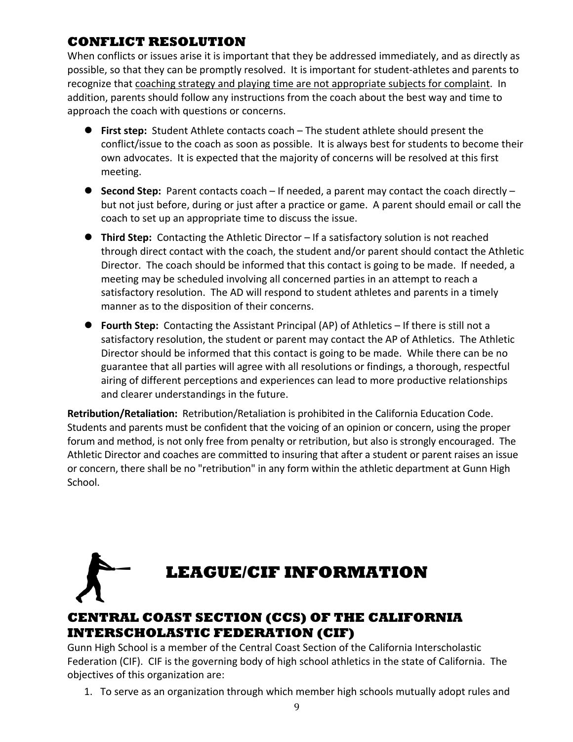## CONFLICT RESOLUTION

When conflicts or issues arise it is important that they be addressed immediately, and as directly as possible, so that they can be promptly resolved. It is important for student-athletes and parents to recognize that coaching strategy and playing time are not appropriate subjects for complaint. In addition, parents should follow any instructions from the coach about the best way and time to approach the coach with questions or concerns.

- **First step:** Student Athlete contacts coach – The student athlete should present the conflict/issue to the coach as soon as possible. It is always best for students to become their own advocates. It is expected that the majority of concerns will be resolved at this first meeting.
- **Second Step:** Parent contacts coach – If needed, a parent may contact the coach directly – but not just before, during or just after a practice or game. A parent should email or call the coach to set up an appropriate time to discuss the issue.
- **Third Step:** Contacting the Athletic Director – If a satisfactory solution is not reached through direct contact with the coach, the student and/or parent should contact the Athletic Director. The coach should be informed that this contact is going to be made. If needed, a meeting may be scheduled involving all concerned parties in an attempt to reach a satisfactory resolution. The AD will respond to student athletes and parents in a timely manner as to the disposition of their concerns.
- **Fourth Step:** Contacting the Assistant Principal (AP) of Athletics – If there is still not a satisfactory resolution, the student or parent may contact the AP of Athletics. The Athletic Director should be informed that this contact is going to be made. While there can be no guarantee that all parties will agree with all resolutions or findings, a thorough, respectful airing of different perceptions and experiences can lead to more productive relationships and clearer understandings in the future.

**Retribution/Retaliation:** Retribution/Retaliation is prohibited in the California Education Code. Students and parents must be confident that the voicing of an opinion or concern, using the proper forum and method, is not only free from penalty or retribution, but also is strongly encouraged. The Athletic Director and coaches are committed to insuring that after a student or parent raises an issue or concern, there shall be no "retribution" in any form within the athletic department at Gunn High School.

# LEAGUE/CIF INFORMATION

## CENTRAL COAST SECTION (CCS) OF THE CALIFORNIA INTERSCHOLASTIC FEDERATION (CIF)

Gunn High School is a member of the Central Coast Section of the California Interscholastic Federation (CIF). CIF is the governing body of high school athletics in the state of California. The objectives of this organization are:

1. To serve as an organization through which member high schools mutually adopt rules and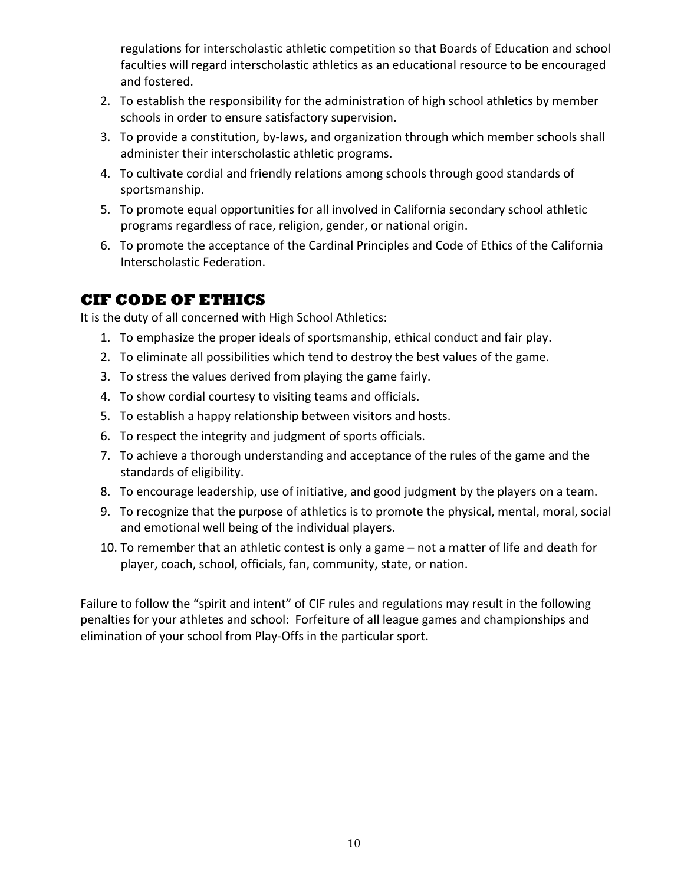regulations for interscholastic athletic competition so that Boards of Education and school faculties will regard interscholastic athletics as an educational resource to be encouraged and fostered.

2. To establish the responsibility for the administration of high school athletics by member schools in order to ensure satisfactory supervision.
3. To provide a constitution, by-laws, and organization through which member schools shall administer their interscholastic athletic programs.
4. To cultivate cordial and friendly relations among schools through good standards of sportsmanship.
5. To promote equal opportunities for all involved in California secondary school athletic programs regardless of race, religion, gender, or national origin.
6. To promote the acceptance of the Cardinal Principles and Code of Ethics of the California Interscholastic Federation.

## CIF CODE OF ETHICS

It is the duty of all concerned with High School Athletics:

1. To emphasize the proper ideals of sportsmanship, ethical conduct and fair play.
2. To eliminate all possibilities which tend to destroy the best values of the game.
3. To stress the values derived from playing the game fairly.
4. To show cordial courtesy to visiting teams and officials.
5. To establish a happy relationship between visitors and hosts.
6. To respect the integrity and judgment of sports officials.
7. To achieve a thorough understanding and acceptance of the rules of the game and the standards of eligibility.
8. To encourage leadership, use of initiative, and good judgment by the players on a team.
9. To recognize that the purpose of athletics is to promote the physical, mental, moral, social and emotional well being of the individual players.
10. To remember that an athletic contest is only a game – not a matter of life and death for player, coach, school, officials, fan, community, state, or nation.

Failure to follow the "spirit and intent" of CIF rules and regulations may result in the following penalties for your athletes and school: Forfeiture of all league games and championships and elimination of your school from Play-Offs in the particular sport.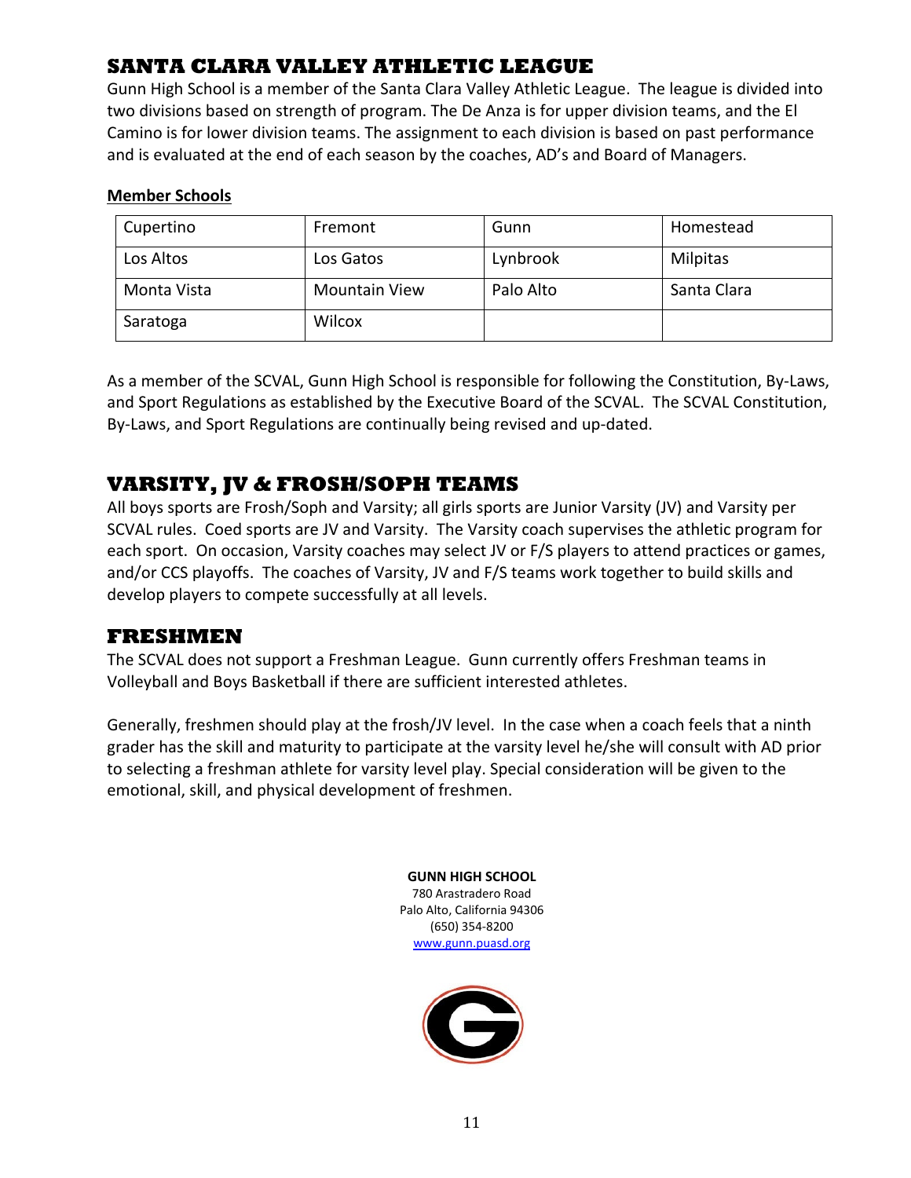## SANTA CLARA VALLEY ATHLETIC LEAGUE

Gunn High School is a member of the Santa Clara Valley Athletic League. The league is divided into two divisions based on strength of program. The De Anza is for upper division teams, and the El Camino is for lower division teams. The assignment to each division is based on past performance and is evaluated at the end of each season by the coaches, AD's and Board of Managers.

**Member Schools**

| | | | |
|---|---|---|---|
| Cupertino | Fremont | Gunn | Homestead |
| Los Altos | Los Gatos | Lynbrook | Milpitas |
| Monta Vista | Mountain View | Palo Alto | Santa Clara |
| Saratoga | Wilcox | | |

As a member of the SCVAL, Gunn High School is responsible for following the Constitution, By-Laws, and Sport Regulations as established by the Executive Board of the SCVAL. The SCVAL Constitution, By-Laws, and Sport Regulations are continually being revised and up-dated.

## VARSITY, JV & FROSH/SOPH TEAMS

All boys sports are Frosh/Soph and Varsity; all girls sports are Junior Varsity (JV) and Varsity per SCVAL rules. Coed sports are JV and Varsity. The Varsity coach supervises the athletic program for each sport. On occasion, Varsity coaches may select JV or F/S players to attend practices or games, and/or CCS playoffs. The coaches of Varsity, JV and F/S teams work together to build skills and develop players to compete successfully at all levels.

## FRESHMEN

The SCVAL does not support a Freshman League. Gunn currently offers Freshman teams in Volleyball and Boys Basketball if there are sufficient interested athletes.

Generally, freshmen should play at the frosh/JV level. In the case when a coach feels that a ninth grader has the skill and maturity to participate at the varsity level he/she will consult with AD prior to selecting a freshman athlete for varsity level play. Special consideration will be given to the emotional, skill, and physical development of freshmen.

**GUNN HIGH SCHOOL**
780 Arastradero Road
Palo Alto, California 94306
(650) 354-8200
www.gunn.puasd.org